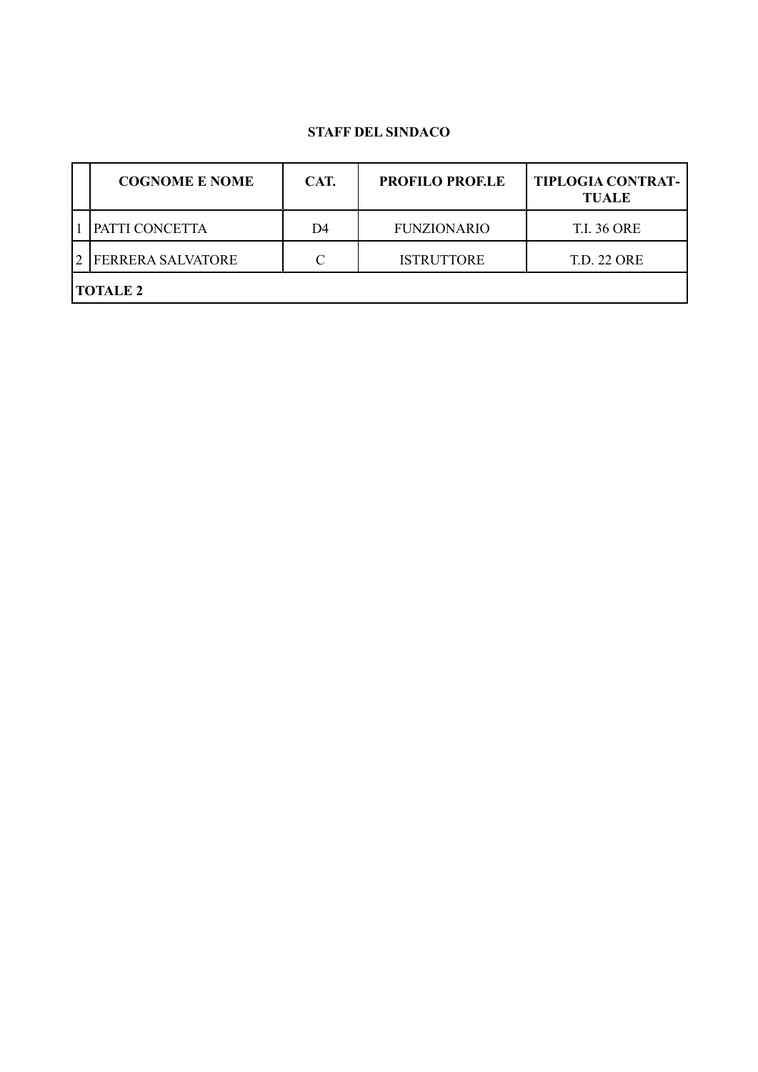## STAFF DEL SINDACO

| | COGNOME E NOME | CAT. | PROFILO PROF.LE | TIPLOGIA CONTRAT-TUALE |
|---|---|---|---|---|
| 1 | PATTI CONCETTA | D4 | FUNZIONARIO | T.I. 36 ORE |
| 2 | FERRERA SALVATORE | C | ISTRUTTORE | T.D. 22 ORE |
| **TOTALE 2** | | | | |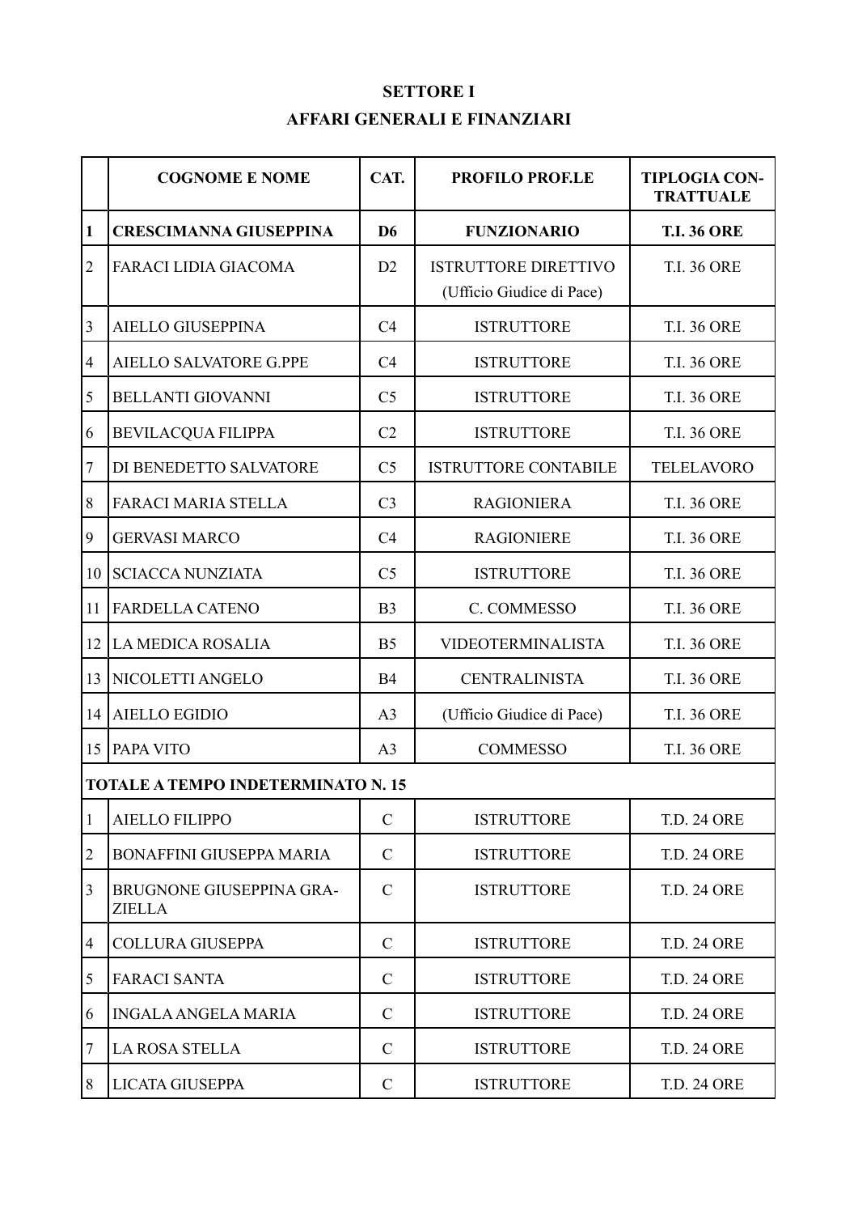**SETTORE I**

**AFFARI GENERALI E FINANZIARI**

| | COGNOME E NOME | CAT. | PROFILO PROF.LE | TIPLOGIA CON-TRATTUALE |
|---|---|---|---|---|
| **1** | **CRESCIMANNA GIUSEPPINA** | **D6** | **FUNZIONARIO** | **T.I. 36 ORE** |
| 2 | FARACI LIDIA GIACOMA | D2 | ISTRUTTORE DIRETTIVO (Ufficio Giudice di Pace) | T.I. 36 ORE |
| 3 | AIELLO GIUSEPPINA | C4 | ISTRUTTORE | T.I. 36 ORE |
| 4 | AIELLO SALVATORE G.PPE | C4 | ISTRUTTORE | T.I. 36 ORE |
| 5 | BELLANTI GIOVANNI | C5 | ISTRUTTORE | T.I. 36 ORE |
| 6 | BEVILACQUA FILIPPA | C2 | ISTRUTTORE | T.I. 36 ORE |
| 7 | DI BENEDETTO SALVATORE | C5 | ISTRUTTORE CONTABILE | TELELAVORO |
| 8 | FARACI MARIA STELLA | C3 | RAGIONIERA | T.I. 36 ORE |
| 9 | GERVASI MARCO | C4 | RAGIONIERE | T.I. 36 ORE |
| 10 | SCIACCA NUNZIATA | C5 | ISTRUTTORE | T.I. 36 ORE |
| 11 | FARDELLA CATENO | B3 | C. COMMESSO | T.I. 36 ORE |
| 12 | LA MEDICA ROSALIA | B5 | VIDEOTERMINALISTA | T.I. 36 ORE |
| 13 | NICOLETTI ANGELO | B4 | CENTRALINISTA | T.I. 36 ORE |
| 14 | AIELLO EGIDIO | A3 | (Ufficio Giudice di Pace) | T.I. 36 ORE |
| 15 | PAPA VITO | A3 | COMMESSO | T.I. 36 ORE |
| **TOTALE A TEMPO INDETERMINATO N. 15** | | | | |
| 1 | AIELLO FILIPPO | C | ISTRUTTORE | T.D. 24 ORE |
| 2 | BONAFFINI GIUSEPPA MARIA | C | ISTRUTTORE | T.D. 24 ORE |
| 3 | BRUGNONE GIUSEPPINA GRA-ZIELLA | C | ISTRUTTORE | T.D. 24 ORE |
| 4 | COLLURA GIUSEPPA | C | ISTRUTTORE | T.D. 24 ORE |
| 5 | FARACI SANTA | C | ISTRUTTORE | T.D. 24 ORE |
| 6 | INGALA ANGELA MARIA | C | ISTRUTTORE | T.D. 24 ORE |
| 7 | LA ROSA STELLA | C | ISTRUTTORE | T.D. 24 ORE |
| 8 | LICATA GIUSEPPA | C | ISTRUTTORE | T.D. 24 ORE |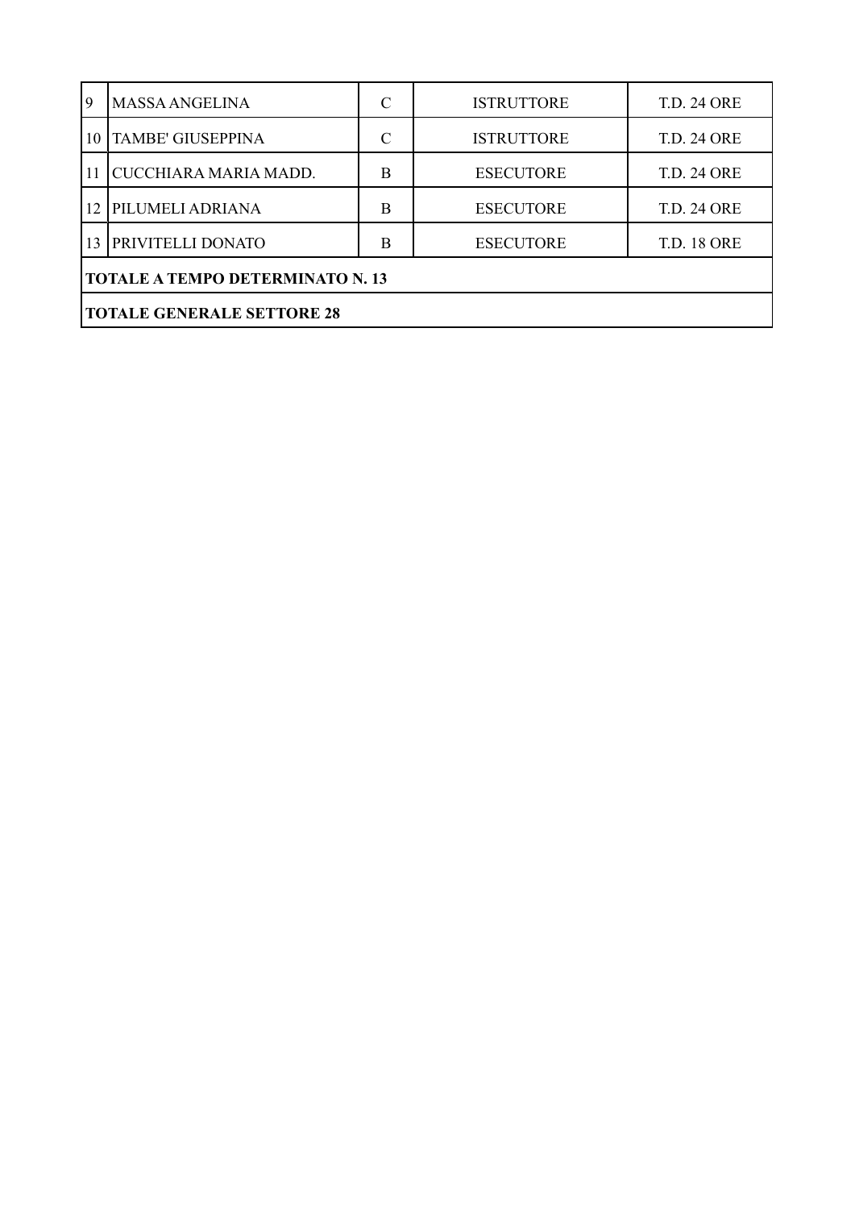| | | | | |
|---|---|---|---|---|
| 9 | MASSA ANGELINA | C | ISTRUTTORE | T.D. 24 ORE |
| 10 | TAMBE' GIUSEPPINA | C | ISTRUTTORE | T.D. 24 ORE |
| 11 | CUCCHIARA MARIA MADD. | B | ESECUTORE | T.D. 24 ORE |
| 12 | PILUMELI ADRIANA | B | ESECUTORE | T.D. 24 ORE |
| 13 | PRIVITELLI DONATO | B | ESECUTORE | T.D. 18 ORE |
| **TOTALE A TEMPO DETERMINATO N. 13** | | | | |
| **TOTALE GENERALE SETTORE 28** | | | | |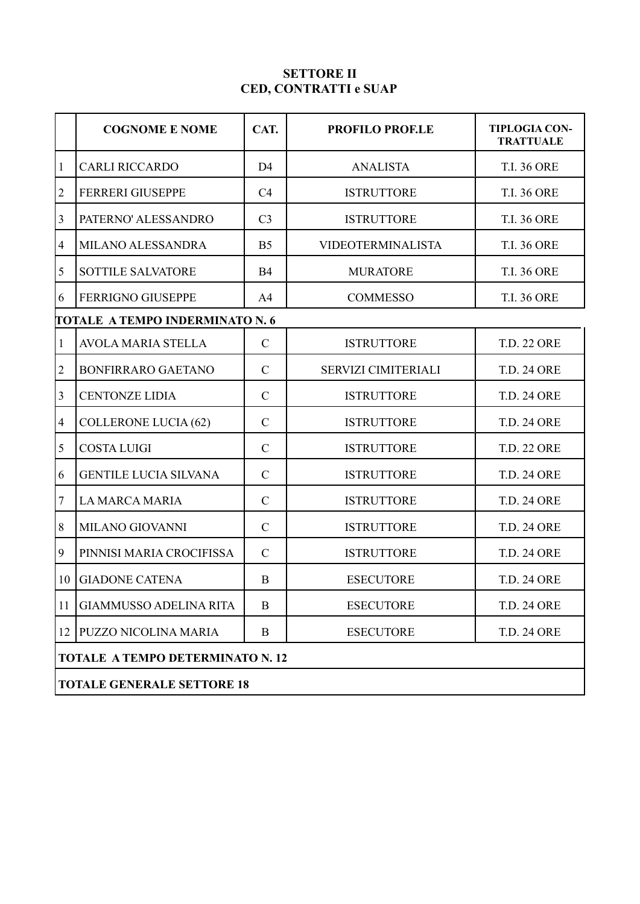**SETTORE II**
**CED, CONTRATTI e SUAP**

| | COGNOME E NOME | CAT. | PROFILO PROF.LE | TIPLOGIA CONTRATTUALE |
|---|---|---|---|---|
| 1 | CARLI RICCARDO | D4 | ANALISTA | T.I. 36 ORE |
| 2 | FERRERI GIUSEPPE | C4 | ISTRUTTORE | T.I. 36 ORE |
| 3 | PATERNO' ALESSANDRO | C3 | ISTRUTTORE | T.I. 36 ORE |
| 4 | MILANO ALESSANDRA | B5 | VIDEOTERMINALISTA | T.I. 36 ORE |
| 5 | SOTTILE SALVATORE | B4 | MURATORE | T.I. 36 ORE |
| 6 | FERRIGNO GIUSEPPE | A4 | COMMESSO | T.I. 36 ORE |
| **TOTALE A TEMPO INDERMINATO N. 6** | | | | |
| 1 | AVOLA MARIA STELLA | C | ISTRUTTORE | T.D. 22 ORE |
| 2 | BONFIRRARO GAETANO | C | SERVIZI CIMITERIALI | T.D. 24 ORE |
| 3 | CENTONZE LIDIA | C | ISTRUTTORE | T.D. 24 ORE |
| 4 | COLLERONE LUCIA (62) | C | ISTRUTTORE | T.D. 24 ORE |
| 5 | COSTA LUIGI | C | ISTRUTTORE | T.D. 22 ORE |
| 6 | GENTILE LUCIA SILVANA | C | ISTRUTTORE | T.D. 24 ORE |
| 7 | LA MARCA MARIA | C | ISTRUTTORE | T.D. 24 ORE |
| 8 | MILANO GIOVANNI | C | ISTRUTTORE | T.D. 24 ORE |
| 9 | PINNISI MARIA CROCIFISSA | C | ISTRUTTORE | T.D. 24 ORE |
| 10 | GIADONE CATENA | B | ESECUTORE | T.D. 24 ORE |
| 11 | GIAMMUSSO ADELINA RITA | B | ESECUTORE | T.D. 24 ORE |
| 12 | PUZZO NICOLINA MARIA | B | ESECUTORE | T.D. 24 ORE |
| **TOTALE A TEMPO DETERMINATO N. 12** | | | | |
| **TOTALE GENERALE SETTORE 18** | | | | |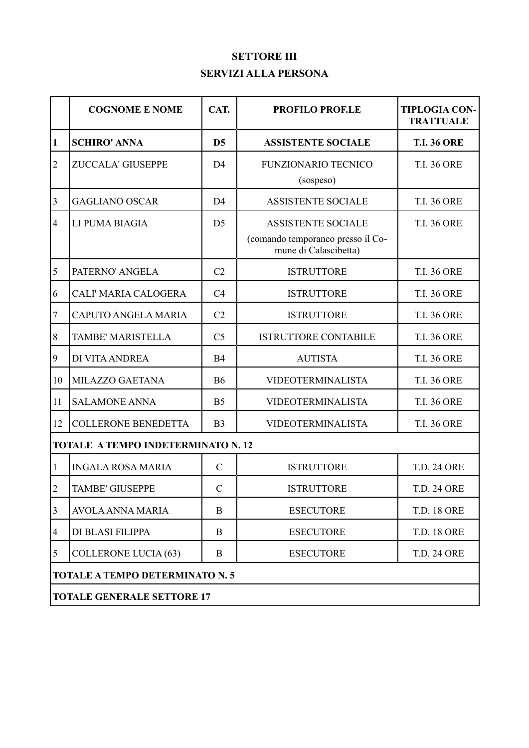## SETTORE III
## SERVIZI ALLA PERSONA

| | COGNOME E NOME | CAT. | PROFILO PROF.LE | TIPLOGIA CON-TRATTUALE |
|---|---|---|---|---|
| **1** | **SCHIRO' ANNA** | **D5** | **ASSISTENTE SOCIALE** | **T.I. 36 ORE** |
| 2 | ZUCCALA' GIUSEPPE | D4 | FUNZIONARIO TECNICO (sospeso) | T.I. 36 ORE |
| 3 | GAGLIANO OSCAR | D4 | ASSISTENTE SOCIALE | T.I. 36 ORE |
| 4 | LI PUMA BIAGIA | D5 | ASSISTENTE SOCIALE (comando temporaneo presso il Comune di Calascibetta) | T.I. 36 ORE |
| 5 | PATERNO' ANGELA | C2 | ISTRUTTORE | T.I. 36 ORE |
| 6 | CALI' MARIA CALOGERA | C4 | ISTRUTTORE | T.I. 36 ORE |
| 7 | CAPUTO ANGELA MARIA | C2 | ISTRUTTORE | T.I. 36 ORE |
| 8 | TAMBE' MARISTELLA | C5 | ISTRUTTORE CONTABILE | T.I. 36 ORE |
| 9 | DI VITA ANDREA | B4 | AUTISTA | T.I. 36 ORE |
| 10 | MILAZZO GAETANA | B6 | VIDEOTERMINALISTA | T.I. 36 ORE |
| 11 | SALAMONE ANNA | B5 | VIDEOTERMINALISTA | T.I. 36 ORE |
| 12 | COLLERONE BENEDETTA | B3 | VIDEOTERMINALISTA | T.I. 36 ORE |
| **TOTALE A TEMPO INDETERMINATO N. 12** | | | | |
| 1 | INGALA ROSA MARIA | C | ISTRUTTORE | T.D. 24 ORE |
| 2 | TAMBE' GIUSEPPE | C | ISTRUTTORE | T.D. 24 ORE |
| 3 | AVOLA ANNA MARIA | B | ESECUTORE | T.D. 18 ORE |
| 4 | DI BLASI FILIPPA | B | ESECUTORE | T.D. 18 ORE |
| 5 | COLLERONE LUCIA (63) | B | ESECUTORE | T.D. 24 ORE |
| **TOTALE A TEMPO DETERMINATO N. 5** | | | | |
| **TOTALE GENERALE SETTORE 17** | | | | |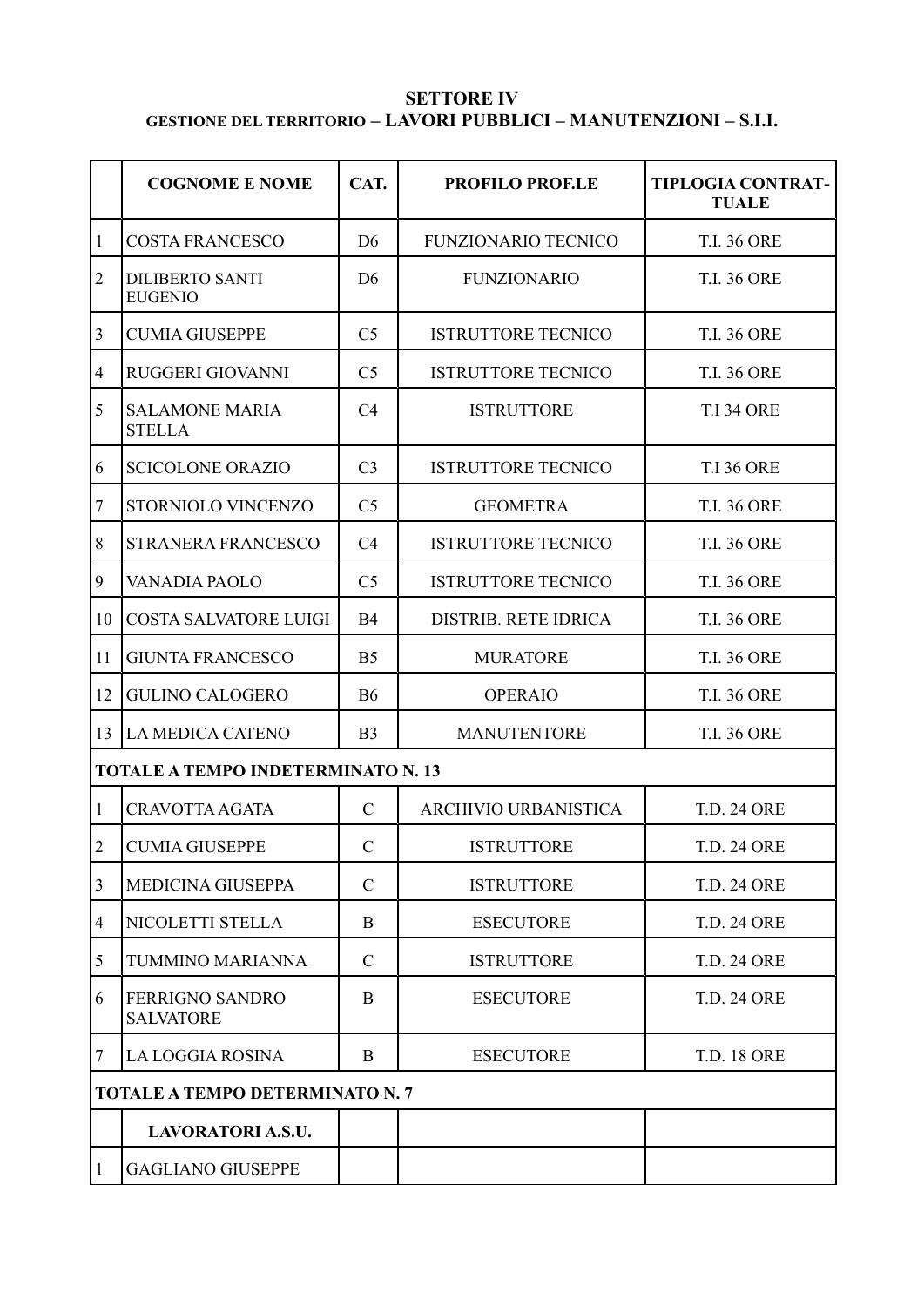**SETTORE IV**

**GESTIONE DEL TERRITORIO – LAVORI PUBBLICI – MANUTENZIONI – S.I.I.**

| | COGNOME E NOME | CAT. | PROFILO PROF.LE | TIPLOGIA CONTRAT-TUALE |
|---|---|---|---|---|
| 1 | COSTA FRANCESCO | D6 | FUNZIONARIO TECNICO | T.I. 36 ORE |
| 2 | DILIBERTO SANTI EUGENIO | D6 | FUNZIONARIO | T.I. 36 ORE |
| 3 | CUMIA GIUSEPPE | C5 | ISTRUTTORE TECNICO | T.I. 36 ORE |
| 4 | RUGGERI GIOVANNI | C5 | ISTRUTTORE TECNICO | T.I. 36 ORE |
| 5 | SALAMONE MARIA STELLA | C4 | ISTRUTTORE | T.I 34 ORE |
| 6 | SCICOLONE ORAZIO | C3 | ISTRUTTORE TECNICO | T.I 36 ORE |
| 7 | STORNIOLO VINCENZO | C5 | GEOMETRA | T.I. 36 ORE |
| 8 | STRANERA FRANCESCO | C4 | ISTRUTTORE TECNICO | T.I. 36 ORE |
| 9 | VANADIA PAOLO | C5 | ISTRUTTORE TECNICO | T.I. 36 ORE |
| 10 | COSTA SALVATORE LUIGI | B4 | DISTRIB. RETE IDRICA | T.I. 36 ORE |
| 11 | GIUNTA FRANCESCO | B5 | MURATORE | T.I. 36 ORE |
| 12 | GULINO CALOGERO | B6 | OPERAIO | T.I. 36 ORE |
| 13 | LA MEDICA CATENO | B3 | MANUTENTORE | T.I. 36 ORE |
| **TOTALE A TEMPO INDETERMINATO N. 13** | | | | |
| 1 | CRAVOTTA AGATA | C | ARCHIVIO URBANISTICA | T.D. 24 ORE |
| 2 | CUMIA GIUSEPPE | C | ISTRUTTORE | T.D. 24 ORE |
| 3 | MEDICINA GIUSEPPA | C | ISTRUTTORE | T.D. 24 ORE |
| 4 | NICOLETTI STELLA | B | ESECUTORE | T.D. 24 ORE |
| 5 | TUMMINO MARIANNA | C | ISTRUTTORE | T.D. 24 ORE |
| 6 | FERRIGNO SANDRO SALVATORE | B | ESECUTORE | T.D. 24 ORE |
| 7 | LA LOGGIA ROSINA | B | ESECUTORE | T.D. 18 ORE |
| **TOTALE A TEMPO DETERMINATO N. 7** | | | | |
| | **LAVORATORI A.S.U.** | | | |
| 1 | GAGLIANO GIUSEPPE | | | |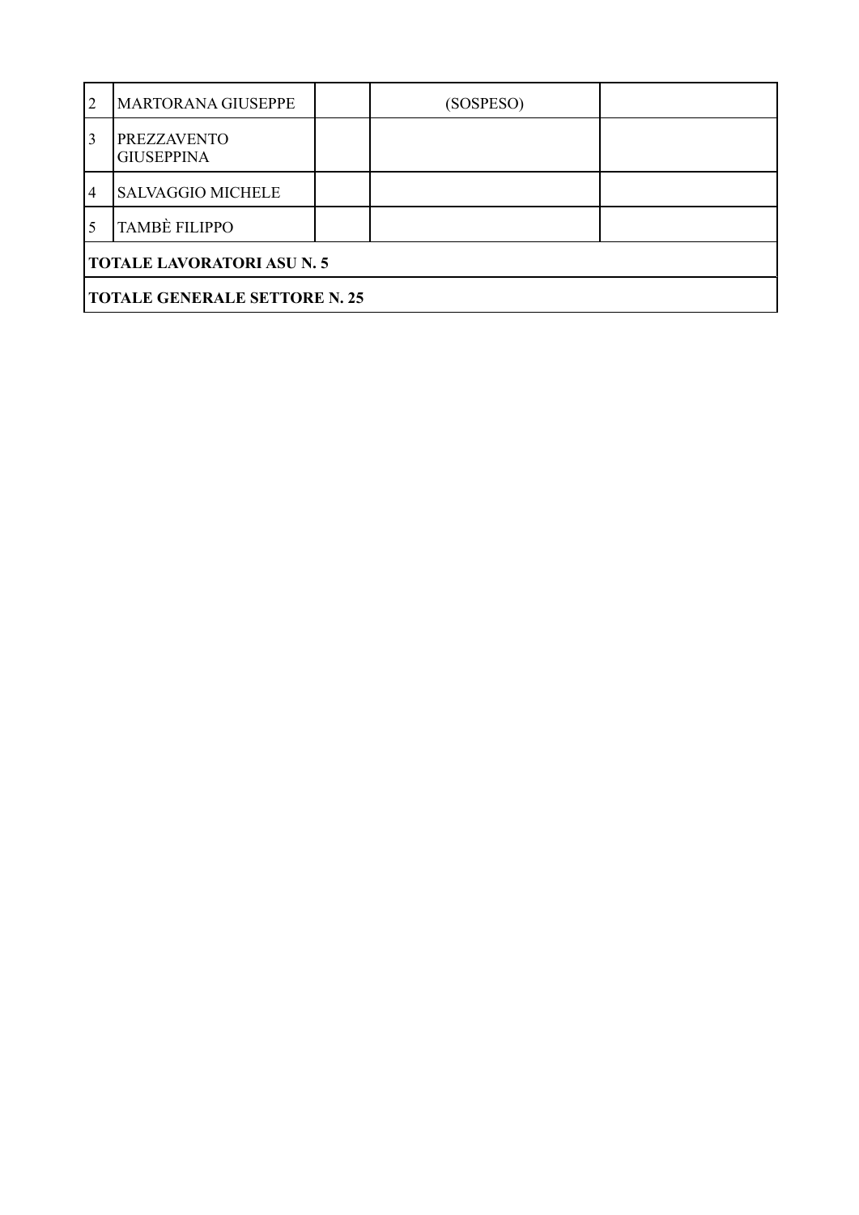| | | | | |
|---|---|---|---|---|
| 2 | MARTORANA GIUSEPPE | | (SOSPESO) | |
| 3 | PREZZAVENTO GIUSEPPINA | | | |
| 4 | SALVAGGIO MICHELE | | | |
| 5 | TAMBÈ FILIPPO | | | |
| **TOTALE LAVORATORI ASU N. 5** | | | | |
| **TOTALE GENERALE SETTORE N. 25** | | | | |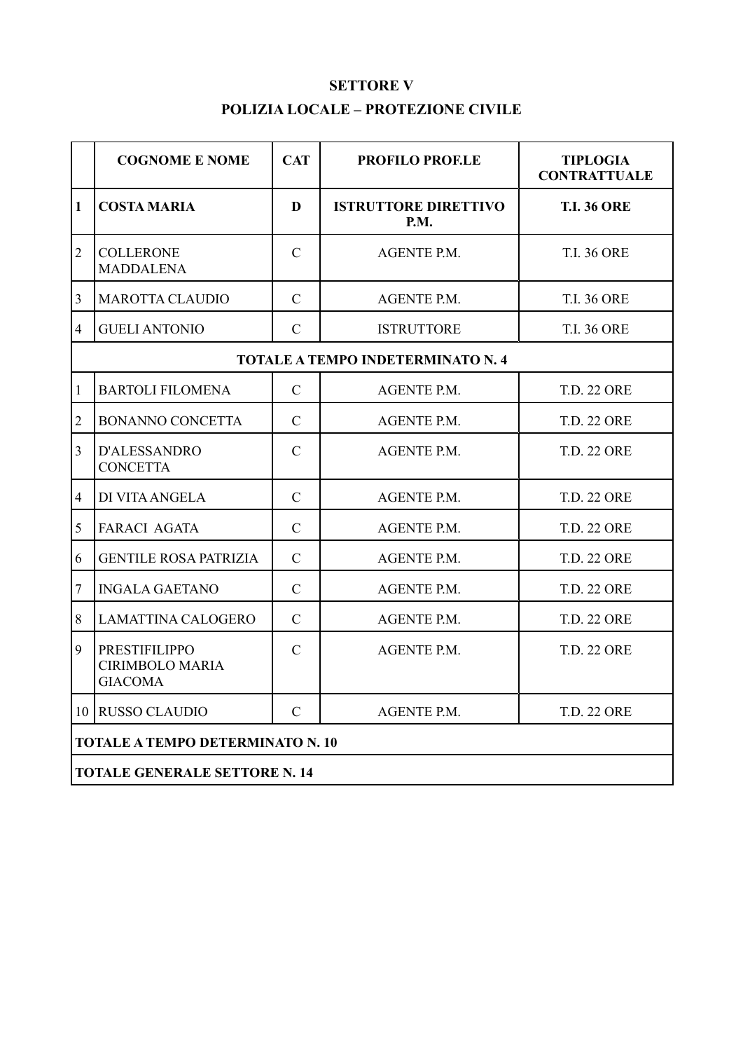## SETTORE V

## POLIZIA LOCALE – PROTEZIONE CIVILE

| | COGNOME E NOME | CAT | PROFILO PROF.LE | TIPLOGIA CONTRATTUALE |
|---|---|---|---|---|
| **1** | **COSTA MARIA** | **D** | **ISTRUTTORE DIRETTIVO P.M.** | **T.I. 36 ORE** |
| 2 | COLLERONE MADDALENA | C | AGENTE P.M. | T.I. 36 ORE |
| 3 | MAROTTA CLAUDIO | C | AGENTE P.M. | T.I. 36 ORE |
| 4 | GUELI ANTONIO | C | ISTRUTTORE | T.I. 36 ORE |
| **TOTALE A TEMPO INDETERMINATO N. 4** | | | | |
| 1 | BARTOLI FILOMENA | C | AGENTE P.M. | T.D. 22 ORE |
| 2 | BONANNO CONCETTA | C | AGENTE P.M. | T.D. 22 ORE |
| 3 | D'ALESSANDRO CONCETTA | C | AGENTE P.M. | T.D. 22 ORE |
| 4 | DI VITA ANGELA | C | AGENTE P.M. | T.D. 22 ORE |
| 5 | FARACI AGATA | C | AGENTE P.M. | T.D. 22 ORE |
| 6 | GENTILE ROSA PATRIZIA | C | AGENTE P.M. | T.D. 22 ORE |
| 7 | INGALA GAETANO | C | AGENTE P.M. | T.D. 22 ORE |
| 8 | LAMATTINA CALOGERO | C | AGENTE P.M. | T.D. 22 ORE |
| 9 | PRESTIFILIPPO CIRIMBOLO MARIA GIACOMA | C | AGENTE P.M. | T.D. 22 ORE |
| 10 | RUSSO CLAUDIO | C | AGENTE P.M. | T.D. 22 ORE |
| **TOTALE A TEMPO DETERMINATO N. 10** | | | | |
| **TOTALE GENERALE SETTORE N. 14** | | | | |